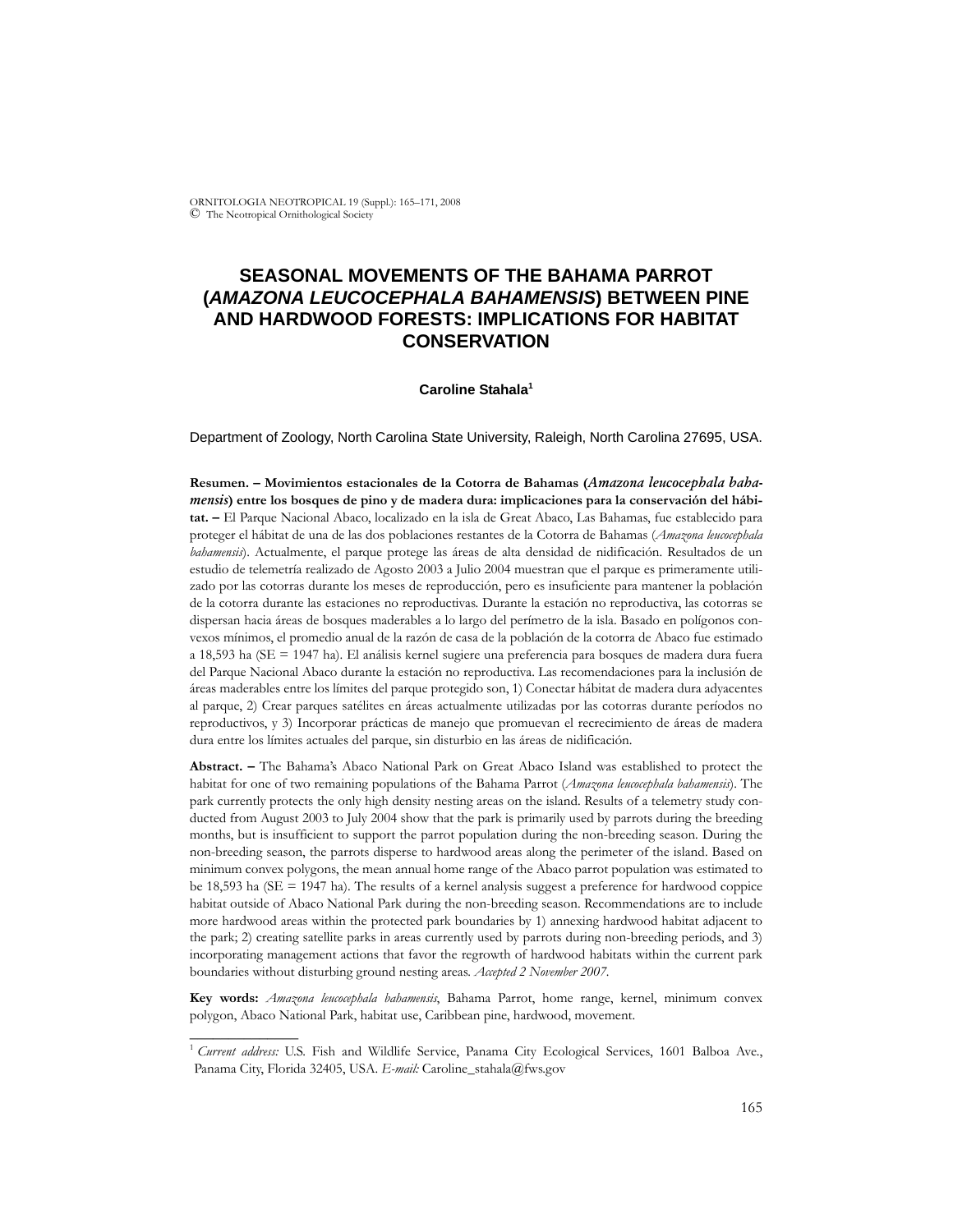# SEASONAL MOVEMENTS OF THE BAHAMA PARROT (*AMAZONA LEUCOCEPHALA BAHAMENSIS*) BETWEEN PINE AND HARDWOOD FORESTS: IMPLICATIONS FOR HABITAT CONSERVATION

**Caroline Stahala**[1]

Department of Zoology, North Carolina State University, Raleigh, North Carolina 27695, USA.

**Resumen. – Movimientos estacionales de la Cotorra de Bahamas (*Amazona leucocephala bahamensis*) entre los bosques de pino y de madera dura: implicaciones para la conservación del hábitat. –** El Parque Nacional Abaco, localizado en la isla de Great Abaco, Las Bahamas, fue establecido para proteger el hábitat de una de las dos poblaciones restantes de la Cotorra de Bahamas (*Amazona leucocephala bahamensis*). Actualmente, el parque protege las áreas de alta densidad de nidificación. Resultados de un estudio de telemetría realizado de Agosto 2003 a Julio 2004 muestran que el parque es primeramente utilizado por las cotorras durante los meses de reproducción, pero es insuficiente para mantener la población de la cotorra durante las estaciones no reproductivas. Durante la estación no reproductiva, las cotorras se dispersan hacia áreas de bosques maderables a lo largo del perímetro de la isla. Basado en polígonos convexos mínimos, el promedio anual de la razón de casa de la población de la cotorra de Abaco fue estimado a 18,593 ha (SE = 1947 ha). El análisis kernel sugiere una preferencia para bosques de madera dura fuera del Parque Nacional Abaco durante la estación no reproductiva. Las recomendaciones para la inclusión de áreas maderables entre los límites del parque protegido son, 1) Conectar hábitat de madera dura adyacentes al parque, 2) Crear parques satélites en áreas actualmente utilizadas por las cotorras durante períodos no reproductivos, y 3) Incorporar prácticas de manejo que promuevan el recrecimiento de áreas de madera dura entre los límites actuales del parque, sin disturbio en las áreas de nidificación.

**Abstract. –** The Bahama's Abaco National Park on Great Abaco Island was established to protect the habitat for one of two remaining populations of the Bahama Parrot (*Amazona leucocephala bahamensis*). The park currently protects the only high density nesting areas on the island. Results of a telemetry study conducted from August 2003 to July 2004 show that the park is primarily used by parrots during the breeding months, but is insufficient to support the parrot population during the non-breeding season. During the non-breeding season, the parrots disperse to hardwood areas along the perimeter of the island. Based on minimum convex polygons, the mean annual home range of the Abaco parrot population was estimated to be 18,593 ha (SE = 1947 ha). The results of a kernel analysis suggest a preference for hardwood coppice habitat outside of Abaco National Park during the non-breeding season. Recommendations are to include more hardwood areas within the protected park boundaries by 1) annexing hardwood habitat adjacent to the park; 2) creating satellite parks in areas currently used by parrots during non-breeding periods, and 3) incorporating management actions that favor the regrowth of hardwood habitats within the current park boundaries without disturbing ground nesting areas. *Accepted 2 November 2007.*

**Key words:** *Amazona leucocephala bahamensis*, Bahama Parrot, home range, kernel, minimum convex polygon, Abaco National Park, habitat use, Caribbean pine, hardwood, movement.

---

[1] *Current address:* U.S. Fish and Wildlife Service, Panama City Ecological Services, 1601 Balboa Ave., Panama City, Florida 32405, USA. *E-mail:* Caroline_stahala@fws.gov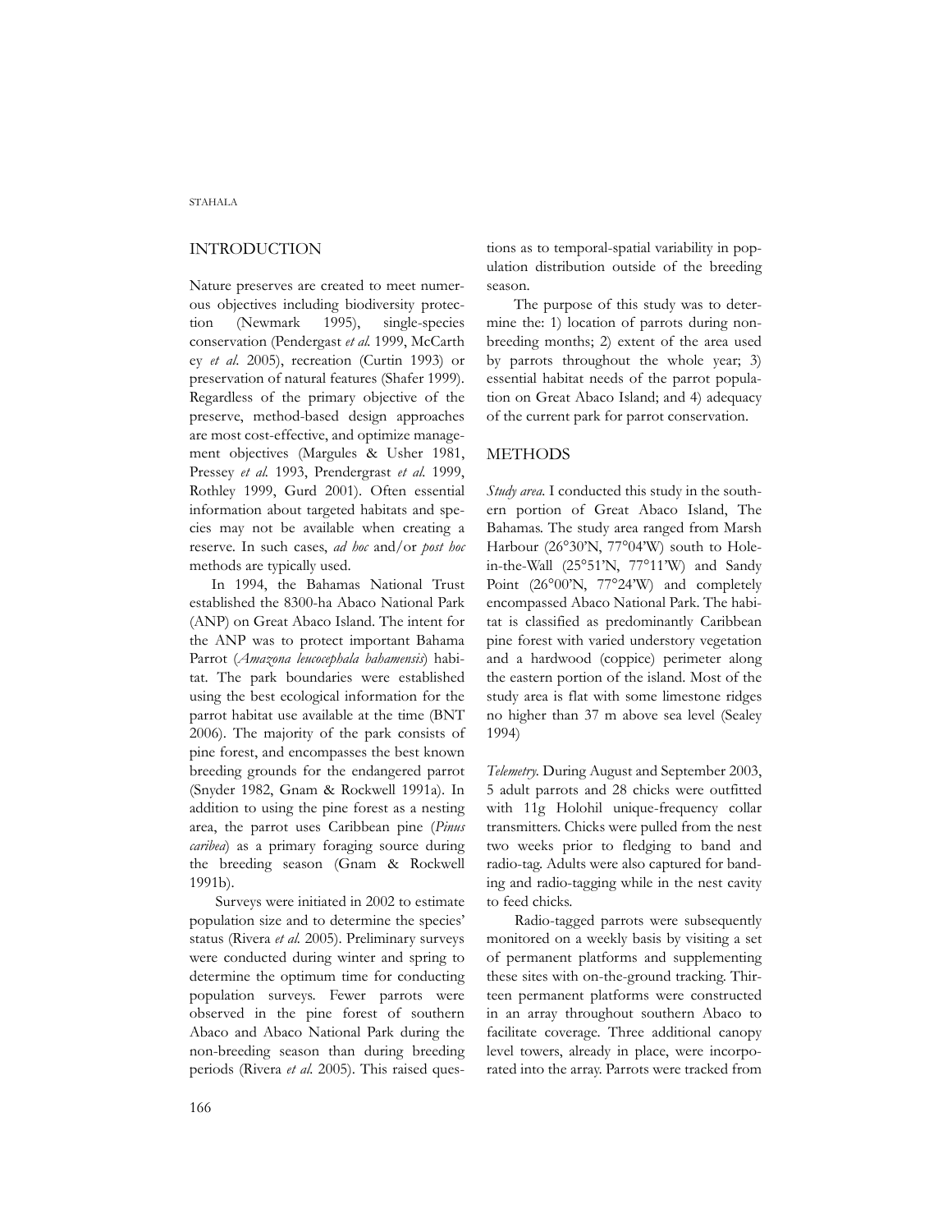## INTRODUCTION

Nature preserves are created to meet numerous objectives including biodiversity protection (Newmark 1995), single-species conservation (Pendergast *et al.* 1999, McCarthey *et al*. 2005), recreation (Curtin 1993) or preservation of natural features (Shafer 1999). Regardless of the primary objective of the preserve, method-based design approaches are most cost-effective, and optimize management objectives (Margules & Usher 1981, Pressey *et al.* 1993, Prendergrast *et al.* 1999, Rothley 1999, Gurd 2001). Often essential information about targeted habitats and species may not be available when creating a reserve. In such cases, *ad hoc* and/or *post hoc* methods are typically used.

In 1994, the Bahamas National Trust established the 8300-ha Abaco National Park (ANP) on Great Abaco Island. The intent for the ANP was to protect important Bahama Parrot (*Amazona leucocephala bahamensis*) habitat. The park boundaries were established using the best ecological information for the parrot habitat use available at the time (BNT 2006). The majority of the park consists of pine forest, and encompasses the best known breeding grounds for the endangered parrot (Snyder 1982, Gnam & Rockwell 1991a). In addition to using the pine forest as a nesting area, the parrot uses Caribbean pine (*Pinus caribea*) as a primary foraging source during the breeding season (Gnam & Rockwell 1991b).

Surveys were initiated in 2002 to estimate population size and to determine the species' status (Rivera *et al.* 2005). Preliminary surveys were conducted during winter and spring to determine the optimum time for conducting population surveys. Fewer parrots were observed in the pine forest of southern Abaco and Abaco National Park during the non-breeding season than during breeding periods (Rivera *et al.* 2005). This raised questions as to temporal-spatial variability in population distribution outside of the breeding season.

The purpose of this study was to determine the: 1) location of parrots during non-breeding months; 2) extent of the area used by parrots throughout the whole year; 3) essential habitat needs of the parrot population on Great Abaco Island; and 4) adequacy of the current park for parrot conservation.

## METHODS

*Study area.* I conducted this study in the southern portion of Great Abaco Island, The Bahamas. The study area ranged from Marsh Harbour (26°30'N, 77°04'W) south to Hole-in-the-Wall (25°51'N, 77°11'W) and Sandy Point (26°00'N, 77°24'W) and completely encompassed Abaco National Park. The habitat is classified as predominantly Caribbean pine forest with varied understory vegetation and a hardwood (coppice) perimeter along the eastern portion of the island. Most of the study area is flat with some limestone ridges no higher than 37 m above sea level (Sealey 1994)

*Telemetry.* During August and September 2003, 5 adult parrots and 28 chicks were outfitted with 11g Holohil unique-frequency collar transmitters. Chicks were pulled from the nest two weeks prior to fledging to band and radio-tag. Adults were also captured for banding and radio-tagging while in the nest cavity to feed chicks.

Radio-tagged parrots were subsequently monitored on a weekly basis by visiting a set of permanent platforms and supplementing these sites with on-the-ground tracking. Thirteen permanent platforms were constructed in an array throughout southern Abaco to facilitate coverage. Three additional canopy level towers, already in place, were incorporated into the array. Parrots were tracked from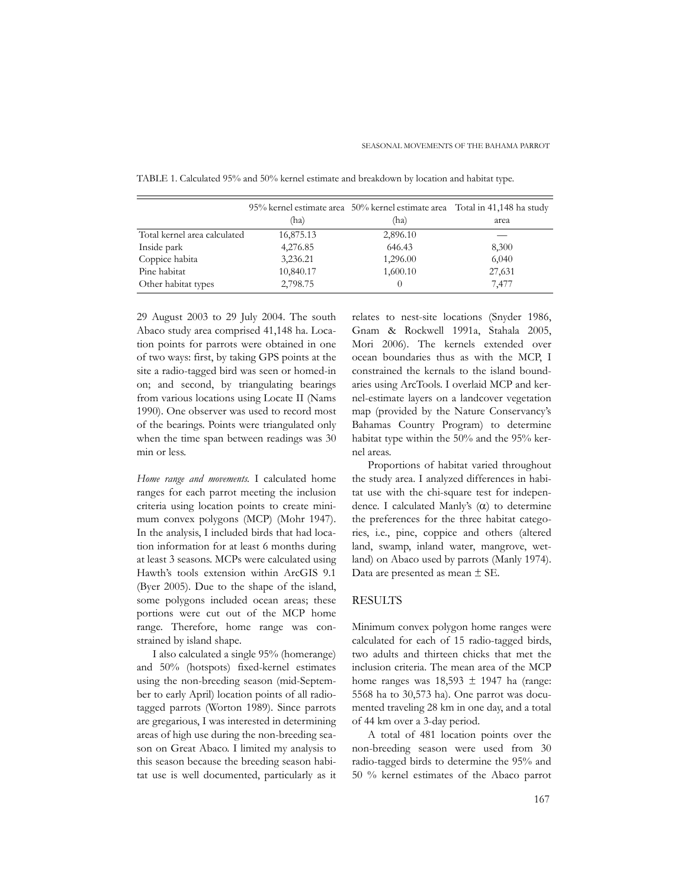TABLE 1. Calculated 95% and 50% kernel estimate and breakdown by location and habitat type.

| | 95% kernel estimate area (ha) | 50% kernel estimate area (ha) | Total in 41,148 ha study area |
|---|---|---|---|
| Total kernel area calculated | 16,875.13 | 2,896.10 | — |
| Inside park | 4,276.85 | 646.43 | 8,300 |
| Coppice habita | 3,236.21 | 1,296.00 | 6,040 |
| Pine habitat | 10,840.17 | 1,600.10 | 27,631 |
| Other habitat types | 2,798.75 | 0 | 7,477 |

29 August 2003 to 29 July 2004. The south Abaco study area comprised 41,148 ha. Location points for parrots were obtained in one of two ways: first, by taking GPS points at the site a radio-tagged bird was seen or homed-in on; and second, by triangulating bearings from various locations using Locate II (Nams 1990). One observer was used to record most of the bearings. Points were triangulated only when the time span between readings was 30 min or less.

*Home range and movements.* I calculated home ranges for each parrot meeting the inclusion criteria using location points to create minimum convex polygons (MCP) (Mohr 1947). In the analysis, I included birds that had location information for at least 6 months during at least 3 seasons. MCPs were calculated using Hawth's tools extension within ArcGIS 9.1 (Byer 2005). Due to the shape of the island, some polygons included ocean areas; these portions were cut out of the MCP home range. Therefore, home range was constrained by island shape.

I also calculated a single 95% (homerange) and 50% (hotspots) fixed-kernel estimates using the non-breeding season (mid-September to early April) location points of all radio-tagged parrots (Worton 1989). Since parrots are gregarious, I was interested in determining areas of high use during the non-breeding season on Great Abaco. I limited my analysis to this season because the breeding season habitat use is well documented, particularly as it relates to nest-site locations (Snyder 1986, Gnam & Rockwell 1991a, Stahala 2005, Mori 2006). The kernels extended over ocean boundaries thus as with the MCP, I constrained the kernals to the island boundaries using ArcTools. I overlaid MCP and kernel-estimate layers on a landcover vegetation map (provided by the Nature Conservancy's Bahamas Country Program) to determine habitat type within the 50% and the 95% kernel areas.

Proportions of habitat varied throughout the study area. I analyzed differences in habitat use with the chi-square test for independence. I calculated Manly's ($\alpha$) to determine the preferences for the three habitat categories, i.e., pine, coppice and others (altered land, swamp, inland water, mangrove, wetland) on Abaco used by parrots (Manly 1974). Data are presented as mean $\pm$ SE.

## RESULTS

Minimum convex polygon home ranges were calculated for each of 15 radio-tagged birds, two adults and thirteen chicks that met the inclusion criteria. The mean area of the MCP home ranges was 18,593 $\pm$ 1947 ha (range: 5568 ha to 30,573 ha). One parrot was documented traveling 28 km in one day, and a total of 44 km over a 3-day period.

A total of 481 location points over the non-breeding season were used from 30 radio-tagged birds to determine the 95% and 50 % kernel estimates of the Abaco parrot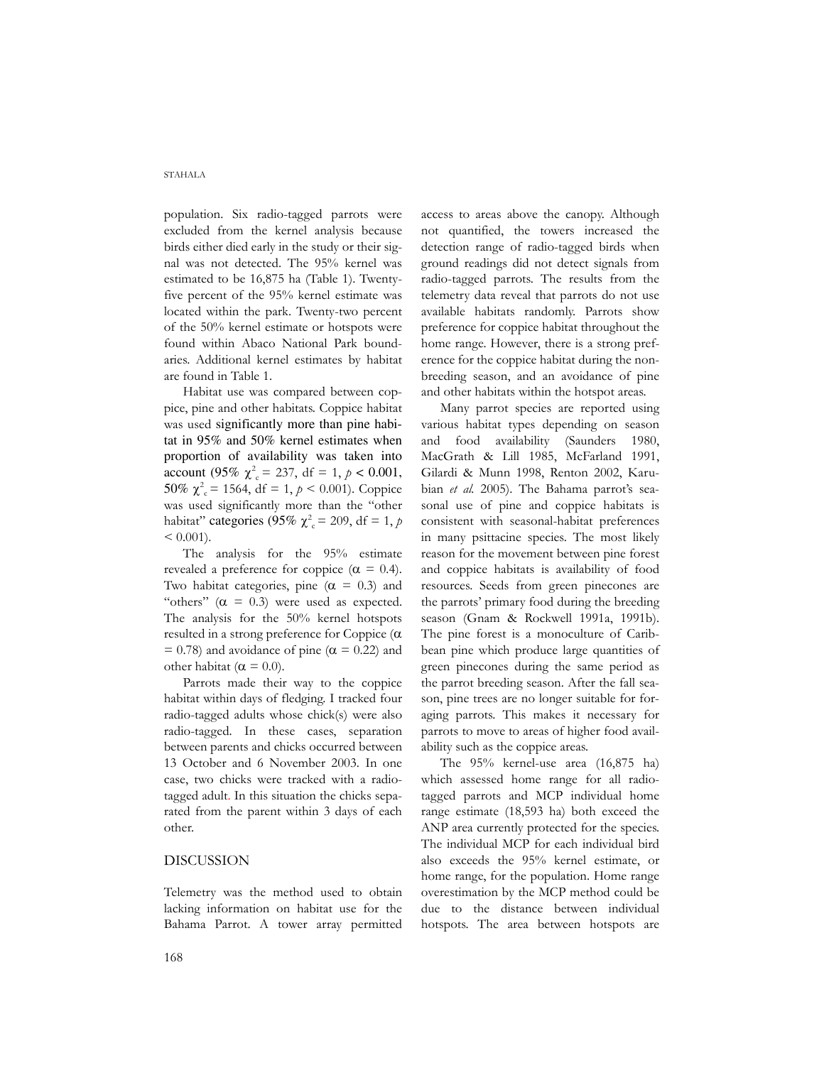population. Six radio-tagged parrots were excluded from the kernel analysis because birds either died early in the study or their signal was not detected. The 95% kernel was estimated to be 16,875 ha (Table 1). Twenty-five percent of the 95% kernel estimate was located within the park. Twenty-two percent of the 50% kernel estimate or hotspots were found within Abaco National Park boundaries. Additional kernel estimates by habitat are found in Table 1.

Habitat use was compared between coppice, pine and other habitats. Coppice habitat was used significantly more than pine habitat in 95% and 50% kernel estimates when proportion of availability was taken into account (95% $\chi^2_c = 237$, df = 1, $p < 0.001$, 50% $\chi^2_c = 1564$, df = 1, $p < 0.001$). Coppice was used significantly more than the "other habitat" categories (95% $\chi^2_c = 209$, df = 1, $p < 0.001$).

The analysis for the 95% estimate revealed a preference for coppice ($\alpha = 0.4$). Two habitat categories, pine ($\alpha = 0.3$) and "others" ($\alpha = 0.3$) were used as expected. The analysis for the 50% kernel hotspots resulted in a strong preference for Coppice ($\alpha = 0.78$) and avoidance of pine ($\alpha = 0.22$) and other habitat ($\alpha = 0.0$).

Parrots made their way to the coppice habitat within days of fledging. I tracked four radio-tagged adults whose chick(s) were also radio-tagged. In these cases, separation between parents and chicks occurred between 13 October and 6 November 2003. In one case, two chicks were tracked with a radio-tagged adult. In this situation the chicks separated from the parent within 3 days of each other.

## DISCUSSION

Telemetry was the method used to obtain lacking information on habitat use for the Bahama Parrot. A tower array permitted access to areas above the canopy. Although not quantified, the towers increased the detection range of radio-tagged birds when ground readings did not detect signals from radio-tagged parrots. The results from the telemetry data reveal that parrots do not use available habitats randomly. Parrots show preference for coppice habitat throughout the home range. However, there is a strong preference for the coppice habitat during the non-breeding season, and an avoidance of pine and other habitats within the hotspot areas.

Many parrot species are reported using various habitat types depending on season and food availability (Saunders 1980, MacGrath & Lill 1985, McFarland 1991, Gilardi & Munn 1998, Renton 2002, Karubian *et al.* 2005). The Bahama parrot's seasonal use of pine and coppice habitats is consistent with seasonal-habitat preferences in many psittacine species. The most likely reason for the movement between pine forest and coppice habitats is availability of food resources. Seeds from green pinecones are the parrots' primary food during the breeding season (Gnam & Rockwell 1991a, 1991b). The pine forest is a monoculture of Caribbean pine which produce large quantities of green pinecones during the same period as the parrot breeding season. After the fall season, pine trees are no longer suitable for foraging parrots. This makes it necessary for parrots to move to areas of higher food availability such as the coppice areas.

The 95% kernel-use area (16,875 ha) which assessed home range for all radio-tagged parrots and MCP individual home range estimate (18,593 ha) both exceed the ANP area currently protected for the species. The individual MCP for each individual bird also exceeds the 95% kernel estimate, or home range, for the population. Home range overestimation by the MCP method could be due to the distance between individual hotspots. The area between hotspots are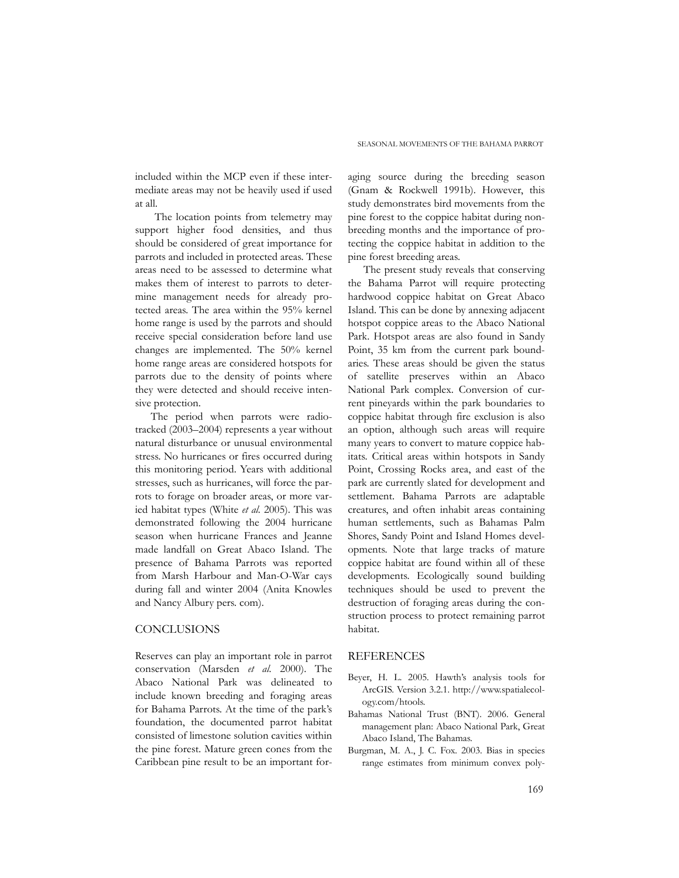included within the MCP even if these intermediate areas may not be heavily used if used at all.

The location points from telemetry may support higher food densities, and thus should be considered of great importance for parrots and included in protected areas. These areas need to be assessed to determine what makes them of interest to parrots to determine management needs for already protected areas. The area within the 95% kernel home range is used by the parrots and should receive special consideration before land use changes are implemented. The 50% kernel home range areas are considered hotspots for parrots due to the density of points where they were detected and should receive intensive protection.

The period when parrots were radio-tracked (2003–2004) represents a year without natural disturbance or unusual environmental stress. No hurricanes or fires occurred during this monitoring period. Years with additional stresses, such as hurricanes, will force the parrots to forage on broader areas, or more varied habitat types (White *et al.* 2005). This was demonstrated following the 2004 hurricane season when hurricane Frances and Jeanne made landfall on Great Abaco Island. The presence of Bahama Parrots was reported from Marsh Harbour and Man-O-War cays during fall and winter 2004 (Anita Knowles and Nancy Albury pers. com).

## CONCLUSIONS

Reserves can play an important role in parrot conservation (Marsden *et al.* 2000). The Abaco National Park was delineated to include known breeding and foraging areas for Bahama Parrots. At the time of the park's foundation, the documented parrot habitat consisted of limestone solution cavities within the pine forest. Mature green cones from the Caribbean pine result to be an important foraging source during the breeding season (Gnam & Rockwell 1991b). However, this study demonstrates bird movements from the pine forest to the coppice habitat during non-breeding months and the importance of protecting the coppice habitat in addition to the pine forest breeding areas.

The present study reveals that conserving the Bahama Parrot will require protecting hardwood coppice habitat on Great Abaco Island. This can be done by annexing adjacent hotspot coppice areas to the Abaco National Park. Hotspot areas are also found in Sandy Point, 35 km from the current park boundaries. These areas should be given the status of satellite preserves within an Abaco National Park complex. Conversion of current pineyards within the park boundaries to coppice habitat through fire exclusion is also an option, although such areas will require many years to convert to mature coppice habitats. Critical areas within hotspots in Sandy Point, Crossing Rocks area, and east of the park are currently slated for development and settlement. Bahama Parrots are adaptable creatures, and often inhabit areas containing human settlements, such as Bahamas Palm Shores, Sandy Point and Island Homes developments. Note that large tracks of mature coppice habitat are found within all of these developments. Ecologically sound building techniques should be used to prevent the destruction of foraging areas during the construction process to protect remaining parrot habitat.

## REFERENCES

Beyer, H. L. 2005. Hawth's analysis tools for ArcGIS. Version 3.2.1. http://www.spatialecology.com/htools.

Bahamas National Trust (BNT). 2006. General management plan: Abaco National Park, Great Abaco Island, The Bahamas.

Burgman, M. A., J. C. Fox. 2003. Bias in species range estimates from minimum convex poly-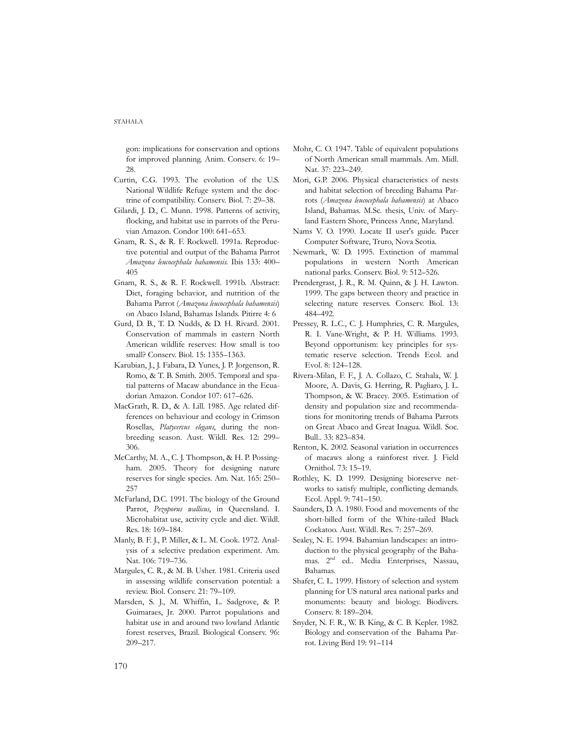gon: implications for conservation and options for improved planning. Anim. Conserv. 6: 19–28.

Curtin, C.G. 1993. The evolution of the U.S. National Wildlife Refuge system and the doctrine of compatibility. Conserv. Biol. 7: 29–38.

Gilardi, J. D., C. Munn. 1998. Patterns of activity, flocking, and habitat use in parrots of the Peruvian Amazon. Condor 100: 641–653.

Gnam, R. S., & R. F. Rockwell. 1991a. Reproductive potential and output of the Bahama Parrot *Amazona leucocephala bahamensis.* Ibis 133: 400–405

Gnam, R. S., & R. F. Rockwell. 1991b. Abstract: Diet, foraging behavior, and nutrition of the Bahama Parrot (*Amazona leucocephala bahamensis*) on Abaco Island, Bahamas Islands. Pitirre 4: 6

Gurd, D. B., T. D. Nudds, & D. H. Rivard. 2001. Conservation of mammals in eastern North American wildlife reserves: How small is too small? Conserv. Biol. 15: 1355–1363.

Karubian, J., J. Fabara, D. Yunes, J. P. Jorgenson, R. Romo, & T. B. Smith. 2005. Temporal and spatial patterns of Macaw abundance in the Ecuadorian Amazon. Condor 107: 617–626.

MacGrath, R. D., & A. Lill. 1985. Age related differences on behaviour and ecology in Crimson Rosellas, *Platycercus elegans*, during the non-breeding season. Aust. Wildl. Res. 12: 299–306.

McCarthy, M. A., C. J. Thompson, & H. P. Possingham. 2005. Theory for designing nature reserves for single species. Am. Nat. 165: 250–257

McFarland, D.C. 1991. The biology of the Ground Parrot, *Pezoporus wallicus*, in Queensland. I. Microhabitat use, activity cycle and diet. Wildl. Res. 18: 169–184.

Manly, B. F. J., P. Miller, & L. M. Cook. 1972. Analysis of a selective predation experiment. Am. Nat. 106: 719–736.

Margules, C. R., & M. B. Usher. 1981. Criteria used in assessing wildlife conservation potential: a review. Biol. Conserv. 21: 79–109.

Marsden, S. J., M. Whiffin, L. Sadgrove, & P. Guimaraes, Jr. 2000. Parrot populations and habitat use in and around two lowland Atlantic forest reserves, Brazil. Biological Conserv. 96: 209–217.

Mohr, C. O. 1947. Table of equivalent populations of North American small mammals. Am. Midl. Nat. 37: 223–249.

Mori, G.P. 2006. Physical characteristics of nests and habitat selection of breeding Bahama Parrots (*Amazona leucocephala bahamensis*) at Abaco Island, Bahamas. M.Sc. thesis, Univ. of Maryland Eastern Shore, Princess Anne, Maryland.

Nams V. O. 1990. Locate II user's guide. Pacer Computer Software, Truro, Nova Scotia.

Newmark, W. D. 1995. Extinction of mammal populations in western North American national parks. Conserv. Biol. 9: 512–526.

Prendergrast, J. R., R. M. Quinn, & J. H. Lawton. 1999. The gaps between theory and practice in selecting nature reserves. Conserv. Biol. 13: 484–492.

Pressey, R. L.C., C. J. Humphries, C. R. Margules, R. I. Vane-Wright, & P. H. Williams. 1993. Beyond opportunism: key principles for systematic reserve selection. Trends Ecol. and Evol. 8: 124–128.

Rivera-Milan, F. F., J. A. Collazo, C. Stahala, W. J. Moore, A. Davis, G. Herring, R. Pagliaro, J. L. Thompson, & W. Bracey. 2005. Estimation of density and population size and recommendations for monitoring trends of Bahama Parrots on Great Abaco and Great Inagua. Wildl. Soc. Bull.. 33: 823–834.

Renton, K. 2002. Seasonal variation in occurrences of macaws along a rainforest river. J. Field Ornithol. 73: 15–19.

Rothley, K. D. 1999. Designing bioreserve networks to satisfy multiple, conflicting demands. Ecol. Appl. 9: 741–150.

Saunders, D. A. 1980. Food and movements of the short-billed form of the White-tailed Black Cockatoo. Aust. Wildl. Res. 7: 257–269.

Sealey, N. E. 1994. Bahamian landscapes: an introduction to the physical geography of the Bahamas. 2nd ed.. Media Enterprises, Nassau, Bahamas.

Shafer, C. L. 1999. History of selection and system planning for US natural area national parks and monuments: beauty and biology. Biodivers. Conserv. 8: 189–204.

Snyder, N. F. R., W. B. King, & C. B. Kepler. 1982. Biology and conservation of the Bahama Parrot. Living Bird 19: 91–114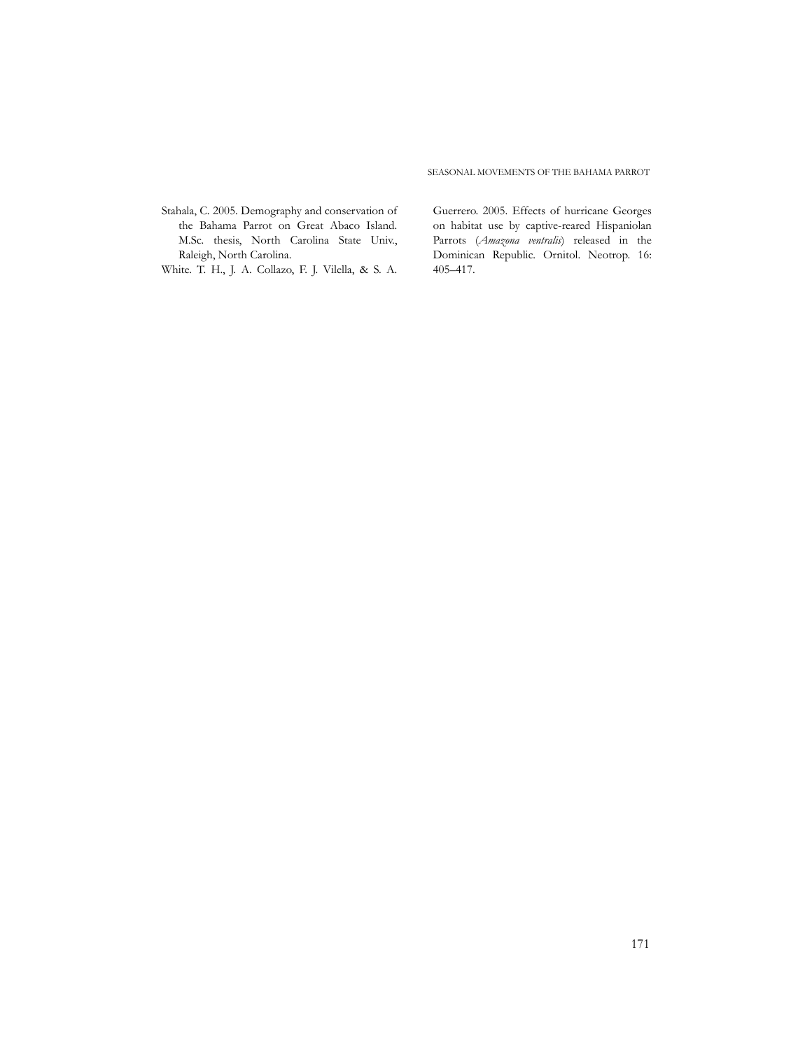Stahala, C. 2005. Demography and conservation of the Bahama Parrot on Great Abaco Island. M.Sc. thesis, North Carolina State Univ., Raleigh, North Carolina.

White. T. H., J. A. Collazo, F. J. Vilella, & S. A. Guerrero. 2005. Effects of hurricane Georges on habitat use by captive-reared Hispaniolan Parrots (*Amazona ventralis*) released in the Dominican Republic. Ornitol. Neotrop. 16: 405–417.